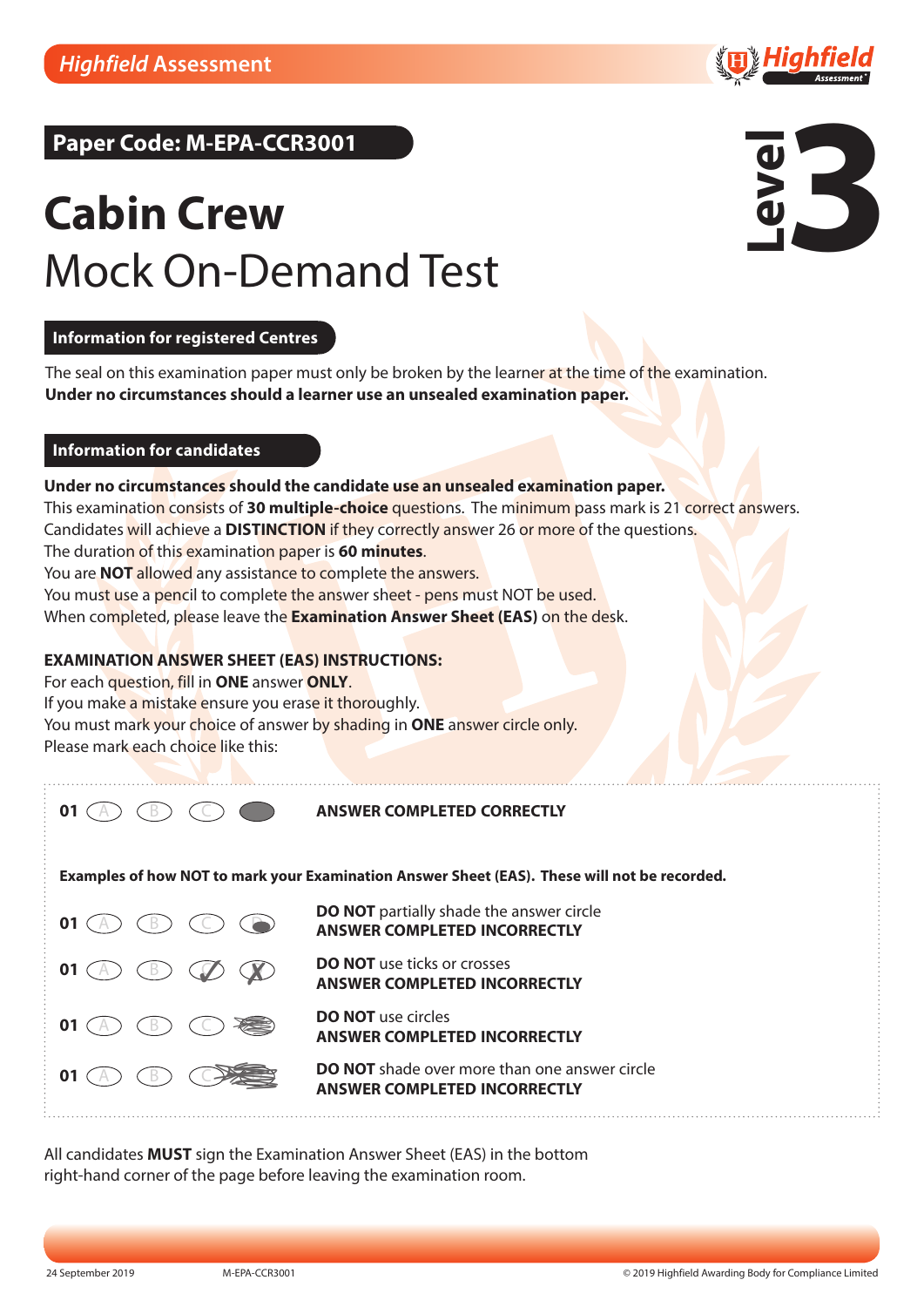**Paper Code: M-EPA-CCR3001**

# Cabin Crew

## Mock On-Demand Test

**Level 3**

### Information for registered Centres

The seal on this examination paper must only be broken by the learner at the time of the examination.
**Under no circumstances should a learner use an unsealed examination paper.**

### Information for candidates

**Under no circumstances should the candidate use an unsealed examination paper.**
This examination consists of **30 multiple-choice** questions. The minimum pass mark is 21 correct answers.
Candidates will achieve a **DISTINCTION** if they correctly answer 26 or more of the questions.
The duration of this examination paper is **60 minutes**.
You are **NOT** allowed any assistance to complete the answers.
You must use a pencil to complete the answer sheet - pens must NOT be used.
When completed, please leave the **Examination Answer Sheet (EAS)** on the desk.

**EXAMINATION ANSWER SHEET (EAS) INSTRUCTIONS:**
For each question, fill in **ONE** answer **ONLY**.
If you make a mistake ensure you erase it thoroughly.
You must mark your choice of answer by shading in **ONE** answer circle only.
Please mark each choice like this:

01 A B C ● **ANSWER COMPLETED CORRECTLY**

**Examples of how NOT to mark your Examination Answer Sheet (EAS). These will not be recorded.**

01 A B C D — **DO NOT** partially shade the answer circle
**ANSWER COMPLETED INCORRECTLY**

01 A B C D — **DO NOT** use ticks or crosses
**ANSWER COMPLETED INCORRECTLY**

01 A B C D — **DO NOT** use circles
**ANSWER COMPLETED INCORRECTLY**

01 A B C D — **DO NOT** shade over more than one answer circle
**ANSWER COMPLETED INCORRECTLY**

All candidates **MUST** sign the Examination Answer Sheet (EAS) in the bottom right-hand corner of the page before leaving the examination room.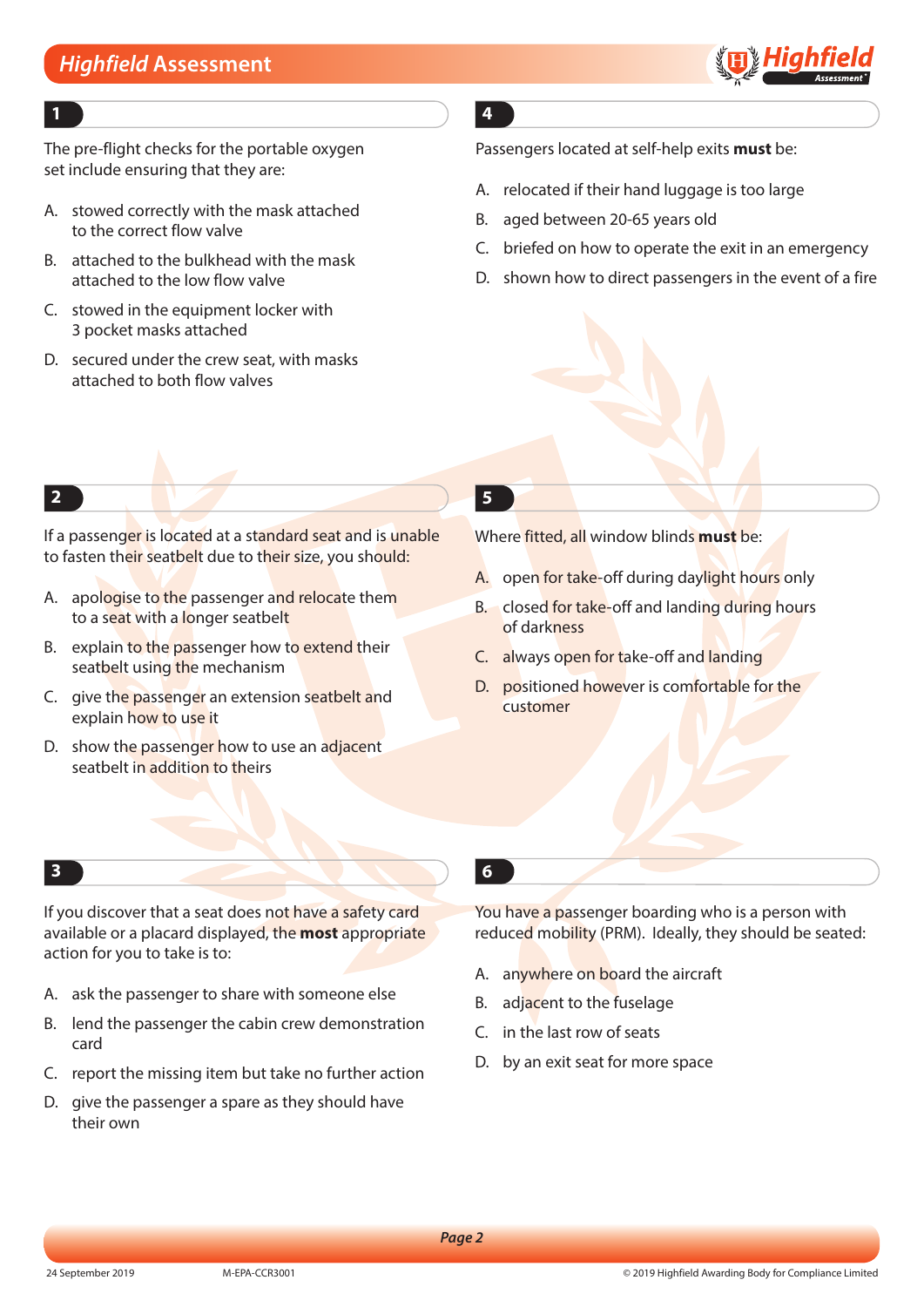## 1

The pre-flight checks for the portable oxygen set include ensuring that they are:

A. stowed correctly with the mask attached to the correct flow valve

B. attached to the bulkhead with the mask attached to the low flow valve

C. stowed in the equipment locker with 3 pocket masks attached

D. secured under the crew seat, with masks attached to both flow valves

## 2

If a passenger is located at a standard seat and is unable to fasten their seatbelt due to their size, you should:

A. apologise to the passenger and relocate them to a seat with a longer seatbelt

B. explain to the passenger how to extend their seatbelt using the mechanism

C. give the passenger an extension seatbelt and explain how to use it

D. show the passenger how to use an adjacent seatbelt in addition to theirs

## 3

If you discover that a seat does not have a safety card available or a placard displayed, the **most** appropriate action for you to take is to:

A. ask the passenger to share with someone else

B. lend the passenger the cabin crew demonstration card

C. report the missing item but take no further action

D. give the passenger a spare as they should have their own

## 4

Passengers located at self-help exits **must** be:

A. relocated if their hand luggage is too large

B. aged between 20-65 years old

C. briefed on how to operate the exit in an emergency

D. shown how to direct passengers in the event of a fire

## 5

Where fitted, all window blinds **must** be:

A. open for take-off during daylight hours only

B. closed for take-off and landing during hours of darkness

C. always open for take-off and landing

D. positioned however is comfortable for the customer

## 6

You have a passenger boarding who is a person with reduced mobility (PRM). Ideally, they should be seated:

A. anywhere on board the aircraft

B. adjacent to the fuselage

C. in the last row of seats

D. by an exit seat for more space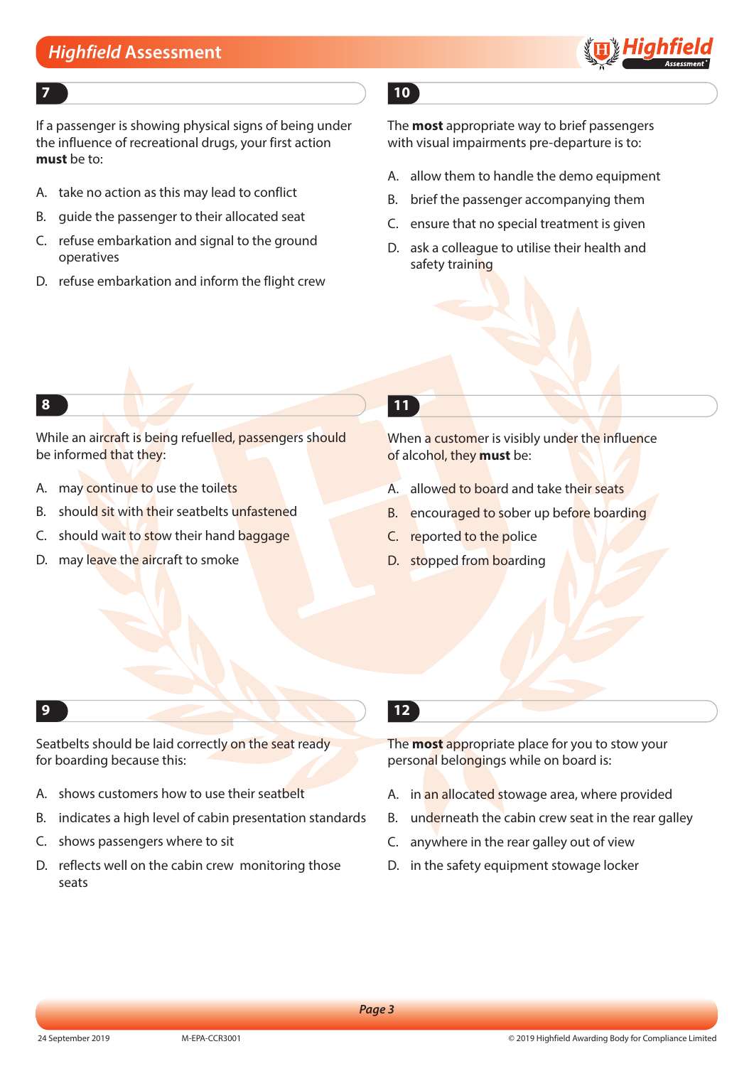## 7

If a passenger is showing physical signs of being under the influence of recreational drugs, your first action **must** be to:

A. take no action as this may lead to conflict

B. guide the passenger to their allocated seat

C. refuse embarkation and signal to the ground operatives

D. refuse embarkation and inform the flight crew

## 8

While an aircraft is being refuelled, passengers should be informed that they:

A. may continue to use the toilets

B. should sit with their seatbelts unfastened

C. should wait to stow their hand baggage

D. may leave the aircraft to smoke

## 9

Seatbelts should be laid correctly on the seat ready for boarding because this:

A. shows customers how to use their seatbelt

B. indicates a high level of cabin presentation standards

C. shows passengers where to sit

D. reflects well on the cabin crew monitoring those seats

## 10

The **most** appropriate way to brief passengers with visual impairments pre-departure is to:

A. allow them to handle the demo equipment

B. brief the passenger accompanying them

C. ensure that no special treatment is given

D. ask a colleague to utilise their health and safety training

## 11

When a customer is visibly under the influence of alcohol, they **must** be:

A. allowed to board and take their seats

B. encouraged to sober up before boarding

C. reported to the police

D. stopped from boarding

## 12

The **most** appropriate place for you to stow your personal belongings while on board is:

A. in an allocated stowage area, where provided

B. underneath the cabin crew seat in the rear galley

C. anywhere in the rear galley out of view

D. in the safety equipment stowage locker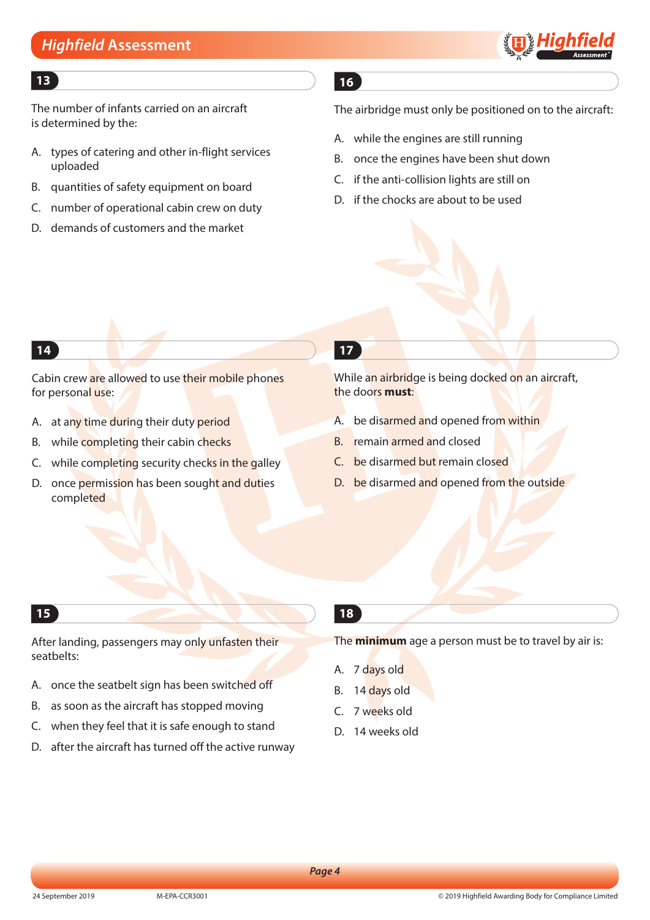## 13

The number of infants carried on an aircraft is determined by the:

A. types of catering and other in-flight services uploaded

B. quantities of safety equipment on board

C. number of operational cabin crew on duty

D. demands of customers and the market

## 14

Cabin crew are allowed to use their mobile phones for personal use:

A. at any time during their duty period

B. while completing their cabin checks

C. while completing security checks in the galley

D. once permission has been sought and duties completed

## 15

After landing, passengers may only unfasten their seatbelts:

A. once the seatbelt sign has been switched off

B. as soon as the aircraft has stopped moving

C. when they feel that it is safe enough to stand

D. after the aircraft has turned off the active runway

## 16

The airbridge must only be positioned on to the aircraft:

A. while the engines are still running

B. once the engines have been shut down

C. if the anti-collision lights are still on

D. if the chocks are about to be used

## 17

While an airbridge is being docked on an aircraft, the doors **must**:

A. be disarmed and opened from within

B. remain armed and closed

C. be disarmed but remain closed

D. be disarmed and opened from the outside

## 18

The **minimum** age a person must be to travel by air is:

A. 7 days old

B. 14 days old

C. 7 weeks old

D. 14 weeks old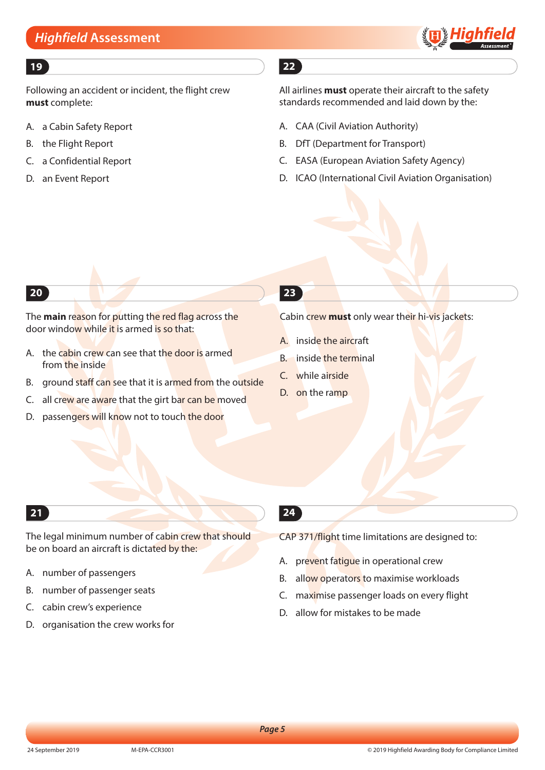## 19

Following an accident or incident, the flight crew **must** complete:

A. a Cabin Safety Report

B. the Flight Report

C. a Confidential Report

D. an Event Report

## 20

The **main** reason for putting the red flag across the door window while it is armed is so that:

A. the cabin crew can see that the door is armed from the inside

B. ground staff can see that it is armed from the outside

C. all crew are aware that the girt bar can be moved

D. passengers will know not to touch the door

## 21

The legal minimum number of cabin crew that should be on board an aircraft is dictated by the:

A. number of passengers

B. number of passenger seats

C. cabin crew's experience

D. organisation the crew works for

## 22

All airlines **must** operate their aircraft to the safety standards recommended and laid down by the:

A. CAA (Civil Aviation Authority)

B. DfT (Department for Transport)

C. EASA (European Aviation Safety Agency)

D. ICAO (International Civil Aviation Organisation)

## 23

Cabin crew **must** only wear their hi-vis jackets:

A. inside the aircraft

B. inside the terminal

C. while airside

D. on the ramp

## 24

CAP 371/flight time limitations are designed to:

A. prevent fatigue in operational crew

B. allow operators to maximise workloads

C. maximise passenger loads on every flight

D. allow for mistakes to be made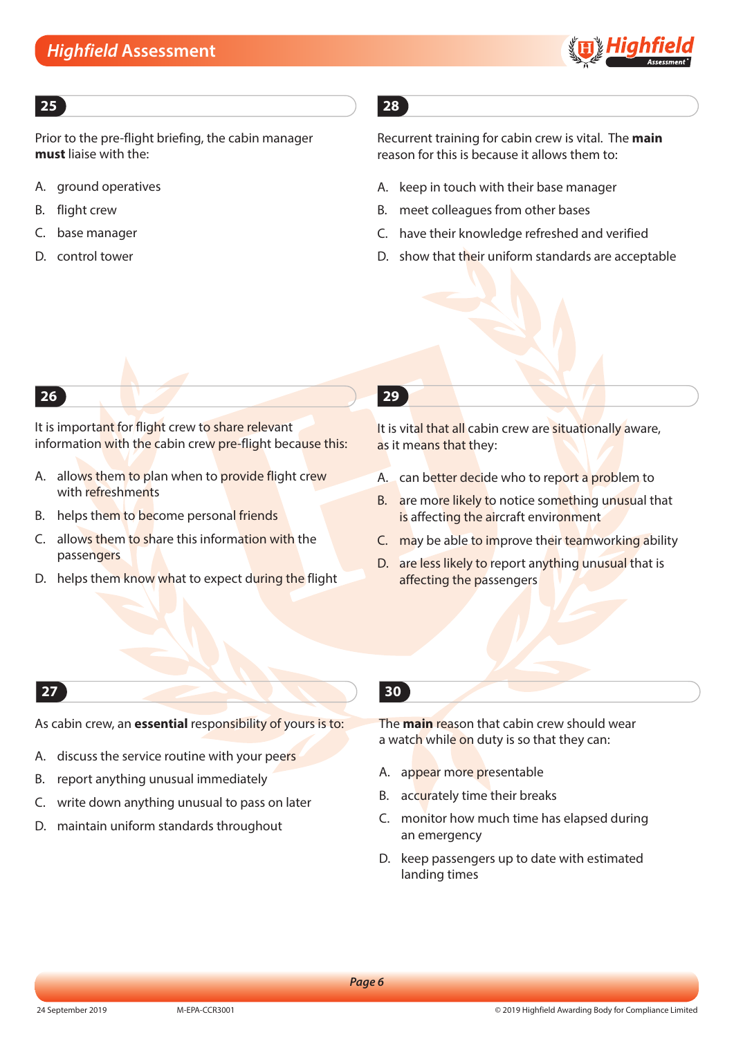## 25

Prior to the pre-flight briefing, the cabin manager **must** liaise with the:

A. ground operatives

B. flight crew

C. base manager

D. control tower

## 26

It is important for flight crew to share relevant information with the cabin crew pre-flight because this:

A. allows them to plan when to provide flight crew with refreshments

B. helps them to become personal friends

C. allows them to share this information with the passengers

D. helps them know what to expect during the flight

## 27

As cabin crew, an **essential** responsibility of yours is to:

A. discuss the service routine with your peers

B. report anything unusual immediately

C. write down anything unusual to pass on later

D. maintain uniform standards throughout

## 28

Recurrent training for cabin crew is vital. The **main** reason for this is because it allows them to:

A. keep in touch with their base manager

B. meet colleagues from other bases

C. have their knowledge refreshed and verified

D. show that their uniform standards are acceptable

## 29

It is vital that all cabin crew are situationally aware, as it means that they:

A. can better decide who to report a problem to

B. are more likely to notice something unusual that is affecting the aircraft environment

C. may be able to improve their teamworking ability

D. are less likely to report anything unusual that is affecting the passengers

## 30

The **main** reason that cabin crew should wear a watch while on duty is so that they can:

A. appear more presentable

B. accurately time their breaks

C. monitor how much time has elapsed during an emergency

D. keep passengers up to date with estimated landing times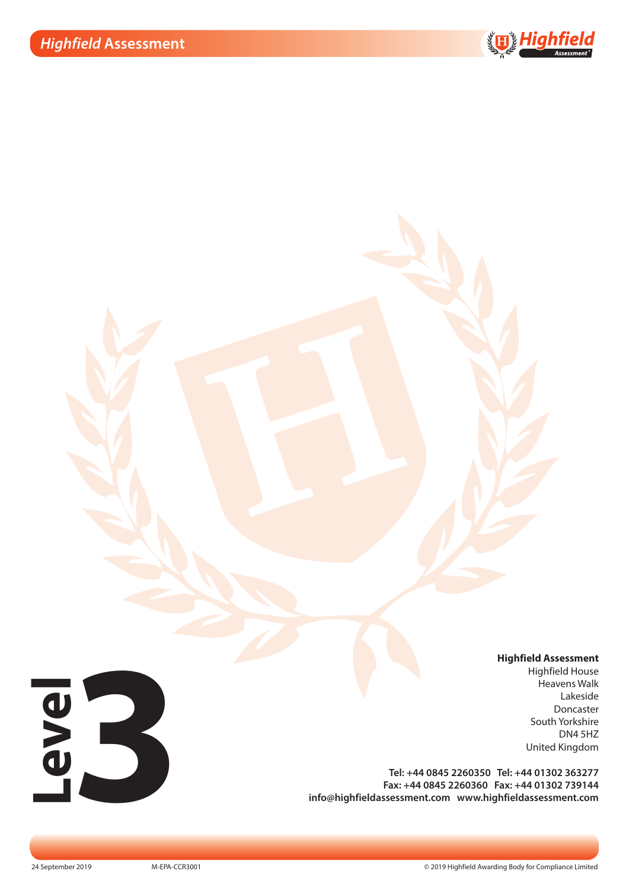Level 3

**Highfield Assessment**
Highfield House
Heavens Walk
Lakeside
Doncaster
South Yorkshire
DN4 5HZ
United Kingdom

**Tel: +44 0845 2260350 Tel: +44 01302 363277**
**Fax: +44 0845 2260360 Fax: +44 01302 739144**
**info@highfieldassessment.com www.highfieldassessment.com**